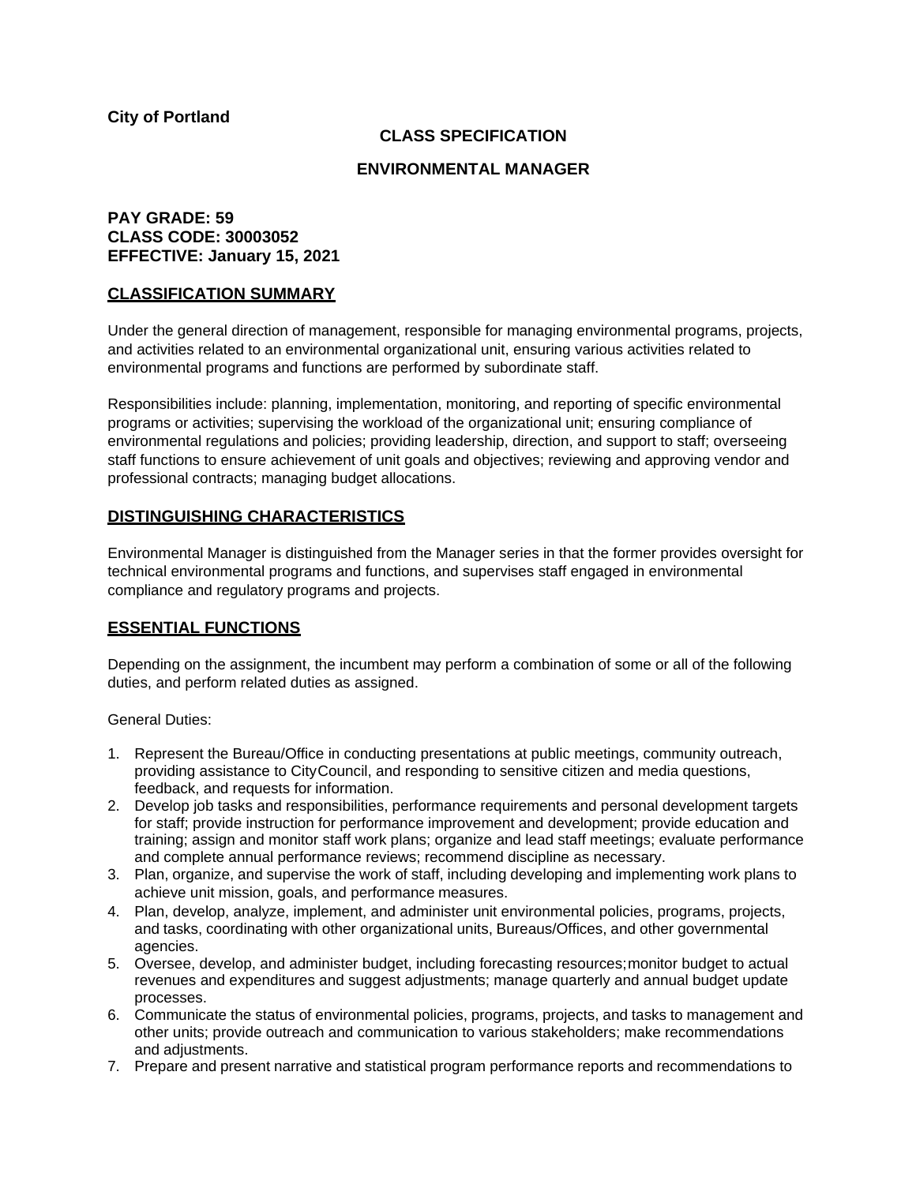**City of Portland**

## CLASS SPECIFICATION

## ENVIRONMENTAL MANAGER

**PAY GRADE: 59**
**CLASS CODE: 30003052**
**EFFECTIVE: January 15, 2021**

### CLASSIFICATION SUMMARY

Under the general direction of management, responsible for managing environmental programs, projects, and activities related to an environmental organizational unit, ensuring various activities related to environmental programs and functions are performed by subordinate staff.

Responsibilities include: planning, implementation, monitoring, and reporting of specific environmental programs or activities; supervising the workload of the organizational unit; ensuring compliance of environmental regulations and policies; providing leadership, direction, and support to staff; overseeing staff functions to ensure achievement of unit goals and objectives; reviewing and approving vendor and professional contracts; managing budget allocations.

### DISTINGUISHING CHARACTERISTICS

Environmental Manager is distinguished from the Manager series in that the former provides oversight for technical environmental programs and functions, and supervises staff engaged in environmental compliance and regulatory programs and projects.

### ESSENTIAL FUNCTIONS

Depending on the assignment, the incumbent may perform a combination of some or all of the following duties, and perform related duties as assigned.

General Duties:

1. Represent the Bureau/Office in conducting presentations at public meetings, community outreach, providing assistance to City Council, and responding to sensitive citizen and media questions, feedback, and requests for information.
2. Develop job tasks and responsibilities, performance requirements and personal development targets for staff; provide instruction for performance improvement and development; provide education and training; assign and monitor staff work plans; organize and lead staff meetings; evaluate performance and complete annual performance reviews; recommend discipline as necessary.
3. Plan, organize, and supervise the work of staff, including developing and implementing work plans to achieve unit mission, goals, and performance measures.
4. Plan, develop, analyze, implement, and administer unit environmental policies, programs, projects, and tasks, coordinating with other organizational units, Bureaus/Offices, and other governmental agencies.
5. Oversee, develop, and administer budget, including forecasting resources; monitor budget to actual revenues and expenditures and suggest adjustments; manage quarterly and annual budget update processes.
6. Communicate the status of environmental policies, programs, projects, and tasks to management and other units; provide outreach and communication to various stakeholders; make recommendations and adjustments.
7. Prepare and present narrative and statistical program performance reports and recommendations to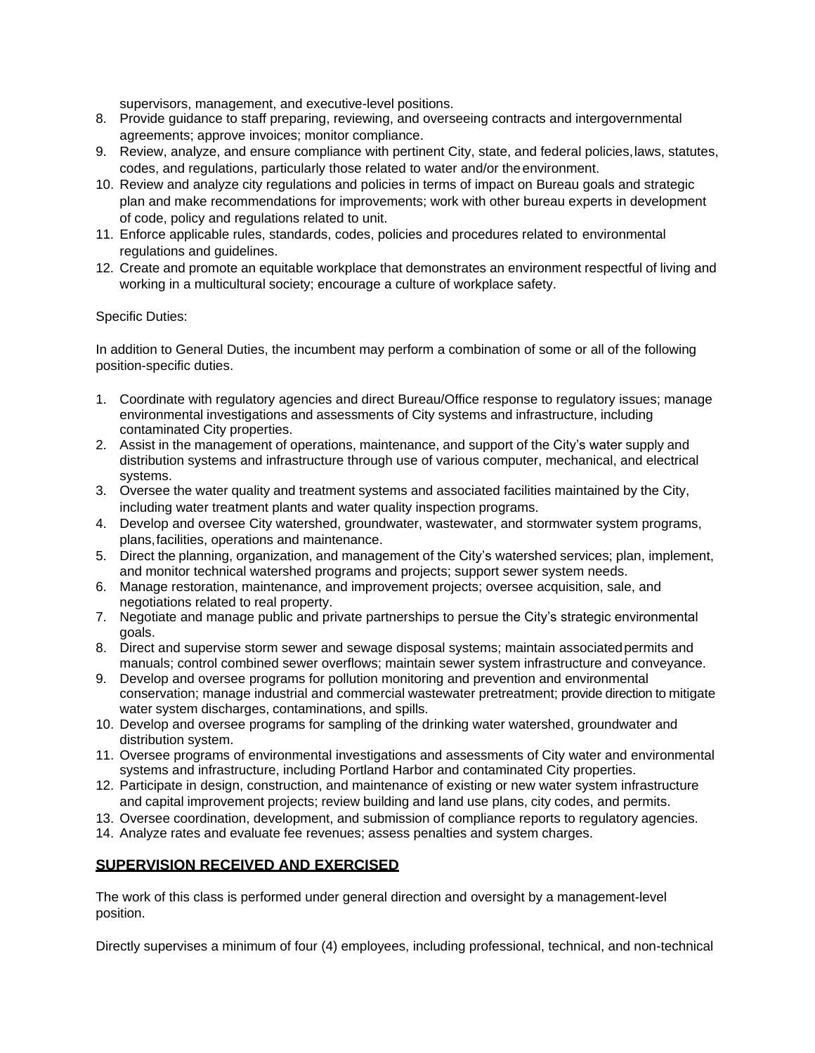supervisors, management, and executive-level positions.

8. Provide guidance to staff preparing, reviewing, and overseeing contracts and intergovernmental agreements; approve invoices; monitor compliance.
9. Review, analyze, and ensure compliance with pertinent City, state, and federal policies, laws, statutes, codes, and regulations, particularly those related to water and/or the environment.
10. Review and analyze city regulations and policies in terms of impact on Bureau goals and strategic plan and make recommendations for improvements; work with other bureau experts in development of code, policy and regulations related to unit.
11. Enforce applicable rules, standards, codes, policies and procedures related to environmental regulations and guidelines.
12. Create and promote an equitable workplace that demonstrates an environment respectful of living and working in a multicultural society; encourage a culture of workplace safety.

Specific Duties:

In addition to General Duties, the incumbent may perform a combination of some or all of the following position-specific duties.

1. Coordinate with regulatory agencies and direct Bureau/Office response to regulatory issues; manage environmental investigations and assessments of City systems and infrastructure, including contaminated City properties.
2. Assist in the management of operations, maintenance, and support of the City's water supply and distribution systems and infrastructure through use of various computer, mechanical, and electrical systems.
3. Oversee the water quality and treatment systems and associated facilities maintained by the City, including water treatment plants and water quality inspection programs.
4. Develop and oversee City watershed, groundwater, wastewater, and stormwater system programs, plans, facilities, operations and maintenance.
5. Direct the planning, organization, and management of the City's watershed services; plan, implement, and monitor technical watershed programs and projects; support sewer system needs.
6. Manage restoration, maintenance, and improvement projects; oversee acquisition, sale, and negotiations related to real property.
7. Negotiate and manage public and private partnerships to persue the City's strategic environmental goals.
8. Direct and supervise storm sewer and sewage disposal systems; maintain associated permits and manuals; control combined sewer overflows; maintain sewer system infrastructure and conveyance.
9. Develop and oversee programs for pollution monitoring and prevention and environmental conservation; manage industrial and commercial wastewater pretreatment; provide direction to mitigate water system discharges, contaminations, and spills.
10. Develop and oversee programs for sampling of the drinking water watershed, groundwater and distribution system.
11. Oversee programs of environmental investigations and assessments of City water and environmental systems and infrastructure, including Portland Harbor and contaminated City properties.
12. Participate in design, construction, and maintenance of existing or new water system infrastructure and capital improvement projects; review building and land use plans, city codes, and permits.
13. Oversee coordination, development, and submission of compliance reports to regulatory agencies.
14. Analyze rates and evaluate fee revenues; assess penalties and system charges.

## SUPERVISION RECEIVED AND EXERCISED

The work of this class is performed under general direction and oversight by a management-level position.

Directly supervises a minimum of four (4) employees, including professional, technical, and non-technical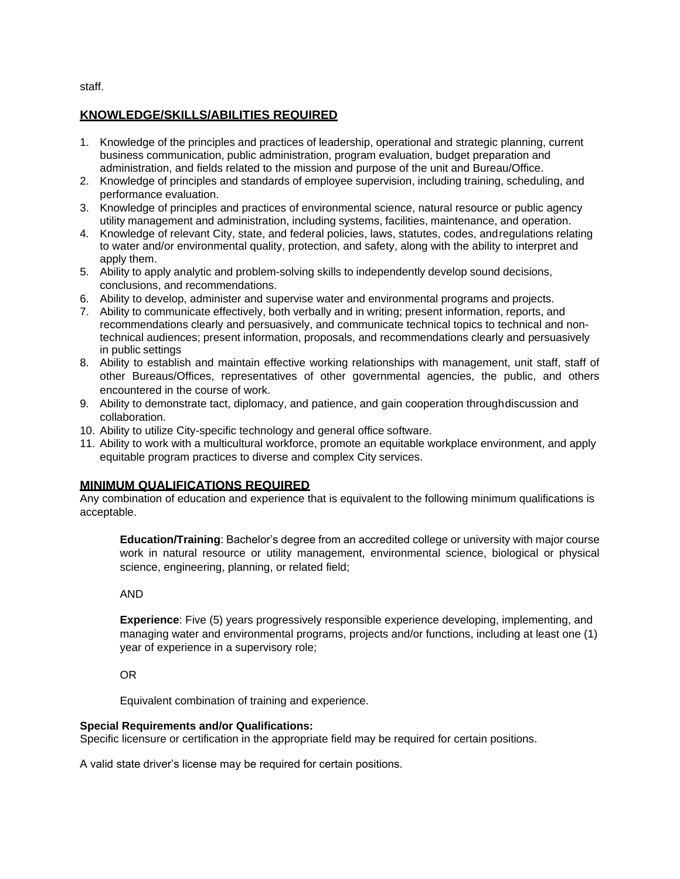staff.

## KNOWLEDGE/SKILLS/ABILITIES REQUIRED

1. Knowledge of the principles and practices of leadership, operational and strategic planning, current business communication, public administration, program evaluation, budget preparation and administration, and fields related to the mission and purpose of the unit and Bureau/Office.
2. Knowledge of principles and standards of employee supervision, including training, scheduling, and performance evaluation.
3. Knowledge of principles and practices of environmental science, natural resource or public agency utility management and administration, including systems, facilities, maintenance, and operation.
4. Knowledge of relevant City, state, and federal policies, laws, statutes, codes, and regulations relating to water and/or environmental quality, protection, and safety, along with the ability to interpret and apply them.
5. Ability to apply analytic and problem-solving skills to independently develop sound decisions, conclusions, and recommendations.
6. Ability to develop, administer and supervise water and environmental programs and projects.
7. Ability to communicate effectively, both verbally and in writing; present information, reports, and recommendations clearly and persuasively, and communicate technical topics to technical and non-technical audiences; present information, proposals, and recommendations clearly and persuasively in public settings
8. Ability to establish and maintain effective working relationships with management, unit staff, staff of other Bureaus/Offices, representatives of other governmental agencies, the public, and others encountered in the course of work.
9. Ability to demonstrate tact, diplomacy, and patience, and gain cooperation through discussion and collaboration.
10. Ability to utilize City-specific technology and general office software.
11. Ability to work with a multicultural workforce, promote an equitable workplace environment, and apply equitable program practices to diverse and complex City services.

## MINIMUM QUALIFICATIONS REQUIRED

Any combination of education and experience that is equivalent to the following minimum qualifications is acceptable.

> **Education/Training**: Bachelor's degree from an accredited college or university with major course work in natural resource or utility management, environmental science, biological or physical science, engineering, planning, or related field;
>
> AND
>
> **Experience**: Five (5) years progressively responsible experience developing, implementing, and managing water and environmental programs, projects and/or functions, including at least one (1) year of experience in a supervisory role;
>
> OR
>
> Equivalent combination of training and experience.

**Special Requirements and/or Qualifications:**

Specific licensure or certification in the appropriate field may be required for certain positions.

A valid state driver's license may be required for certain positions.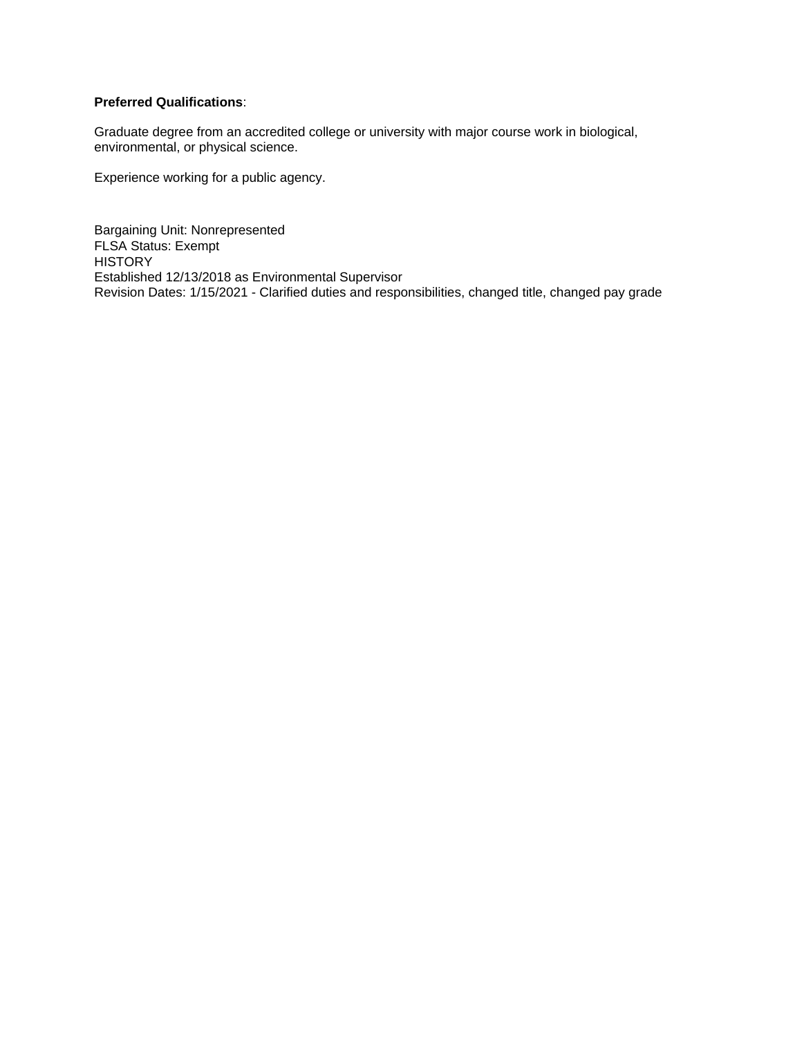**Preferred Qualifications**:

Graduate degree from an accredited college or university with major course work in biological, environmental, or physical science.

Experience working for a public agency.

Bargaining Unit: Nonrepresented
FLSA Status: Exempt
HISTORY
Established 12/13/2018 as Environmental Supervisor
Revision Dates: 1/15/2021 - Clarified duties and responsibilities, changed title, changed pay grade